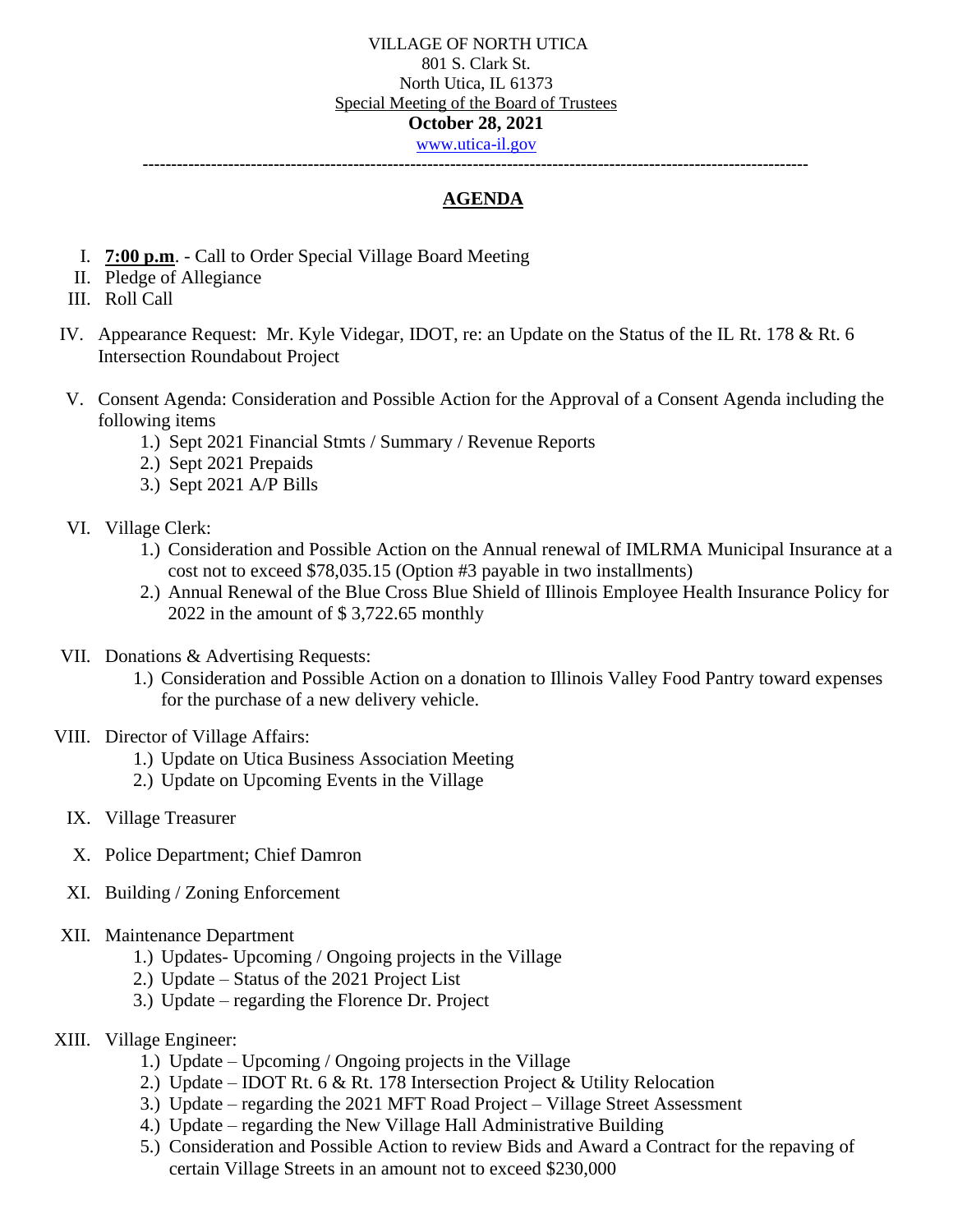VILLAGE OF NORTH UTICA
801 S. Clark St.
North Utica, IL 61373
Special Meeting of the Board of Trustees
**October 28, 2021**
www.utica-il.gov

---

## AGENDA

I. **7:00 p.m**. - Call to Order Special Village Board Meeting

II. Pledge of Allegiance

III. Roll Call

IV. Appearance Request: Mr. Kyle Videgar, IDOT, re: an Update on the Status of the IL Rt. 178 & Rt. 6 Intersection Roundabout Project

V. Consent Agenda: Consideration and Possible Action for the Approval of a Consent Agenda including the following items
   1.) Sept 2021 Financial Stmts / Summary / Revenue Reports
   2.) Sept 2021 Prepaids
   3.) Sept 2021 A/P Bills

VI. Village Clerk:
   1.) Consideration and Possible Action on the Annual renewal of IMLRMA Municipal Insurance at a cost not to exceed $78,035.15 (Option #3 payable in two installments)
   2.) Annual Renewal of the Blue Cross Blue Shield of Illinois Employee Health Insurance Policy for 2022 in the amount of $ 3,722.65 monthly

VII. Donations & Advertising Requests:
   1.) Consideration and Possible Action on a donation to Illinois Valley Food Pantry toward expenses for the purchase of a new delivery vehicle.

VIII. Director of Village Affairs:
   1.) Update on Utica Business Association Meeting
   2.) Update on Upcoming Events in the Village

IX. Village Treasurer

X. Police Department; Chief Damron

XI. Building / Zoning Enforcement

XII. Maintenance Department
   1.) Updates- Upcoming / Ongoing projects in the Village
   2.) Update – Status of the 2021 Project List
   3.) Update – regarding the Florence Dr. Project

XIII. Village Engineer:
   1.) Update – Upcoming / Ongoing projects in the Village
   2.) Update – IDOT Rt. 6 & Rt. 178 Intersection Project & Utility Relocation
   3.) Update – regarding the 2021 MFT Road Project – Village Street Assessment
   4.) Update – regarding the New Village Hall Administrative Building
   5.) Consideration and Possible Action to review Bids and Award a Contract for the repaving of certain Village Streets in an amount not to exceed $230,000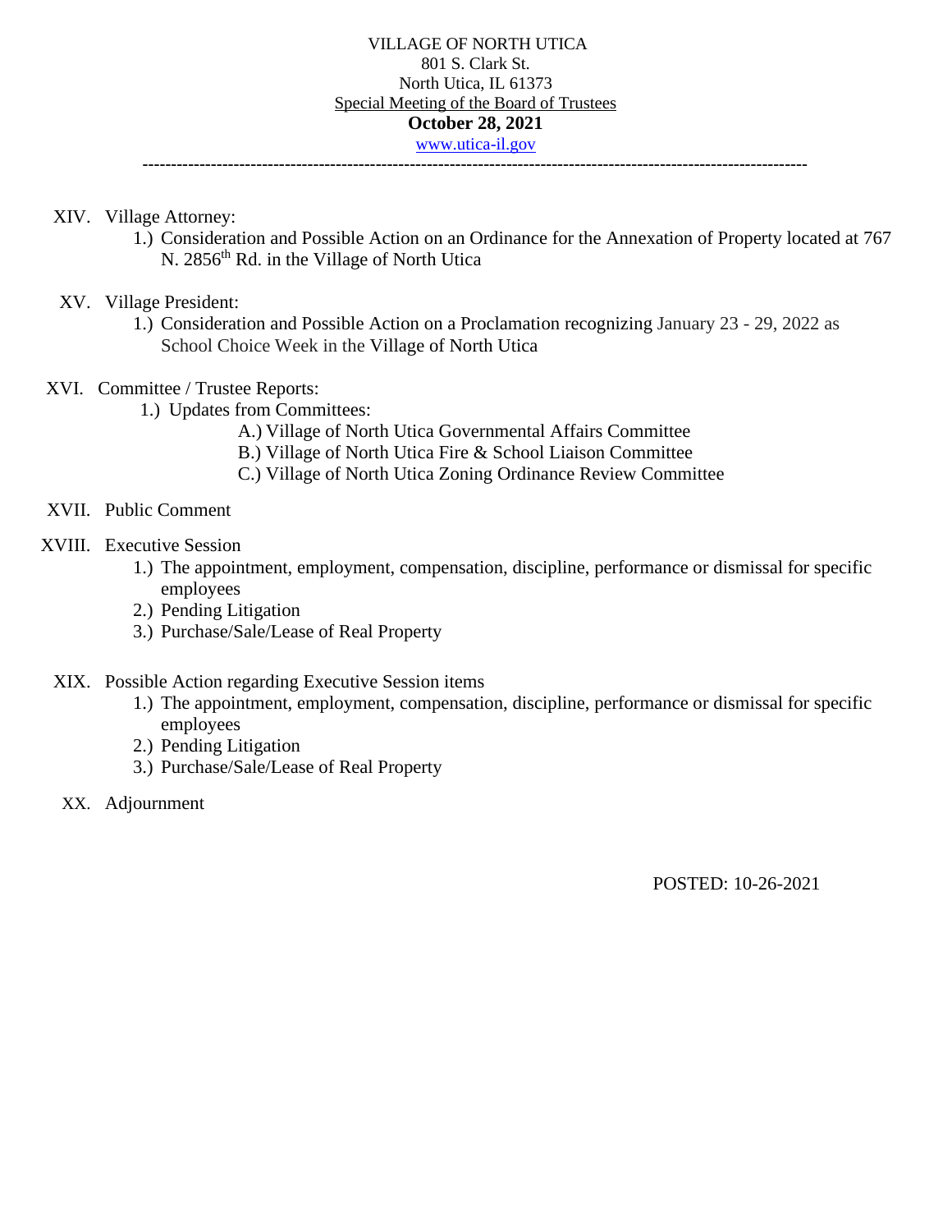VILLAGE OF NORTH UTICA
801 S. Clark St.
North Utica, IL 61373
Special Meeting of the Board of Trustees
**October 28, 2021**
www.utica-il.gov

---

XIV. Village Attorney:
   1.) Consideration and Possible Action on an Ordinance for the Annexation of Property located at 767 N. 2856th Rd. in the Village of North Utica

XV. Village President:
   1.) Consideration and Possible Action on a Proclamation recognizing January 23 - 29, 2022 as School Choice Week in the Village of North Utica

XVI. Committee / Trustee Reports:
   1.) Updates from Committees:
      A.) Village of North Utica Governmental Affairs Committee
      B.) Village of North Utica Fire & School Liaison Committee
      C.) Village of North Utica Zoning Ordinance Review Committee

XVII. Public Comment

XVIII. Executive Session
   1.) The appointment, employment, compensation, discipline, performance or dismissal for specific employees
   2.) Pending Litigation
   3.) Purchase/Sale/Lease of Real Property

XIX. Possible Action regarding Executive Session items
   1.) The appointment, employment, compensation, discipline, performance or dismissal for specific employees
   2.) Pending Litigation
   3.) Purchase/Sale/Lease of Real Property

XX. Adjournment

POSTED: 10-26-2021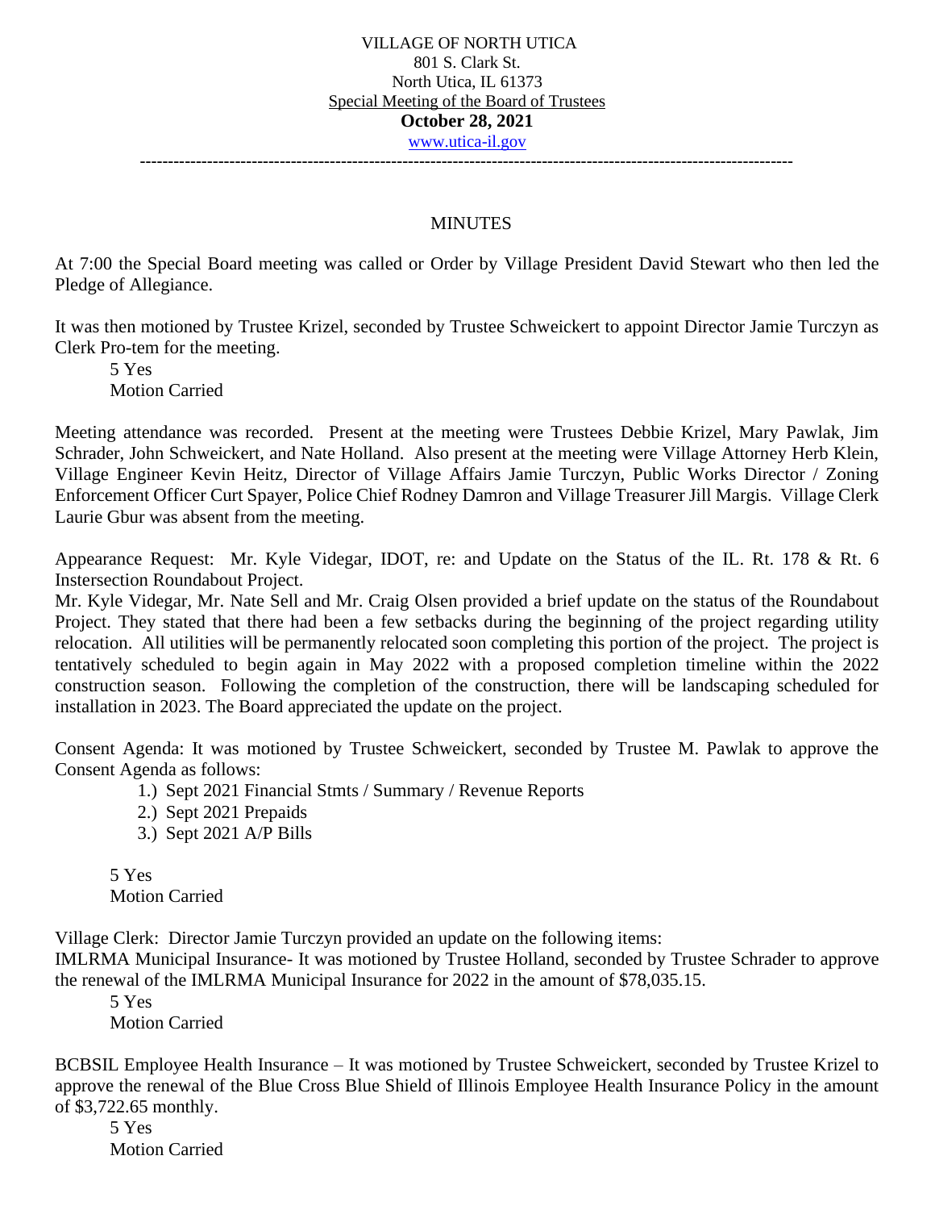VILLAGE OF NORTH UTICA
801 S. Clark St.
North Utica, IL 61373
Special Meeting of the Board of Trustees
**October 28, 2021**
www.utica-il.gov

---

MINUTES

At 7:00 the Special Board meeting was called or Order by Village President David Stewart who then led the Pledge of Allegiance.

It was then motioned by Trustee Krizel, seconded by Trustee Schweickert to appoint Director Jamie Turczyn as Clerk Pro-tem for the meeting.

5 Yes
Motion Carried

Meeting attendance was recorded. Present at the meeting were Trustees Debbie Krizel, Mary Pawlak, Jim Schrader, John Schweickert, and Nate Holland. Also present at the meeting were Village Attorney Herb Klein, Village Engineer Kevin Heitz, Director of Village Affairs Jamie Turczyn, Public Works Director / Zoning Enforcement Officer Curt Spayer, Police Chief Rodney Damron and Village Treasurer Jill Margis. Village Clerk Laurie Gbur was absent from the meeting.

Appearance Request: Mr. Kyle Videgar, IDOT, re: and Update on the Status of the IL. Rt. 178 & Rt. 6 Instersection Roundabout Project.
Mr. Kyle Videgar, Mr. Nate Sell and Mr. Craig Olsen provided a brief update on the status of the Roundabout Project. They stated that there had been a few setbacks during the beginning of the project regarding utility relocation. All utilities will be permanently relocated soon completing this portion of the project. The project is tentatively scheduled to begin again in May 2022 with a proposed completion timeline within the 2022 construction season. Following the completion of the construction, there will be landscaping scheduled for installation in 2023. The Board appreciated the update on the project.

Consent Agenda: It was motioned by Trustee Schweickert, seconded by Trustee M. Pawlak to approve the Consent Agenda as follows:

1.) Sept 2021 Financial Stmts / Summary / Revenue Reports
2.) Sept 2021 Prepaids
3.) Sept 2021 A/P Bills

5 Yes
Motion Carried

Village Clerk: Director Jamie Turczyn provided an update on the following items:
IMLRMA Municipal Insurance- It was motioned by Trustee Holland, seconded by Trustee Schrader to approve the renewal of the IMLRMA Municipal Insurance for 2022 in the amount of $78,035.15.

5 Yes
Motion Carried

BCBSIL Employee Health Insurance – It was motioned by Trustee Schweickert, seconded by Trustee Krizel to approve the renewal of the Blue Cross Blue Shield of Illinois Employee Health Insurance Policy in the amount of $3,722.65 monthly.

5 Yes
Motion Carried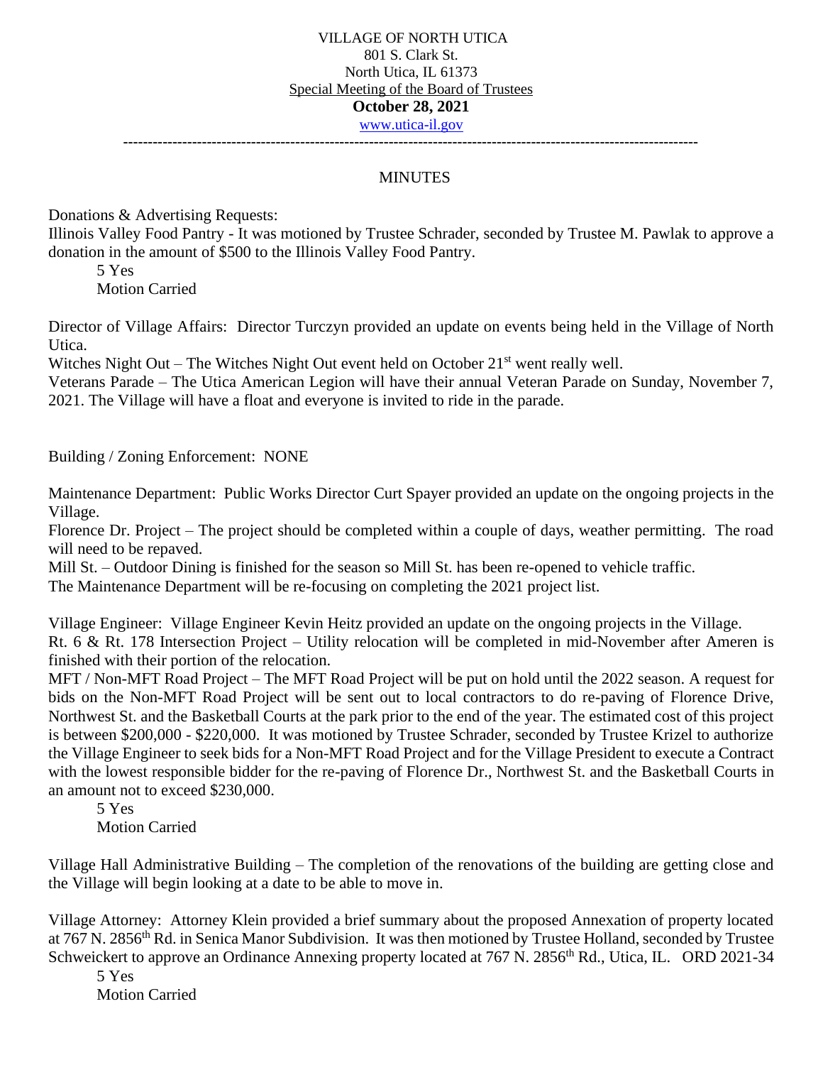VILLAGE OF NORTH UTICA
801 S. Clark St.
North Utica, IL 61373
Special Meeting of the Board of Trustees
**October 28, 2021**
www.utica-il.gov

---

MINUTES

Donations & Advertising Requests:
Illinois Valley Food Pantry - It was motioned by Trustee Schrader, seconded by Trustee M. Pawlak to approve a donation in the amount of $500 to the Illinois Valley Food Pantry.

5 Yes
Motion Carried

Director of Village Affairs: Director Turczyn provided an update on events being held in the Village of North Utica.
Witches Night Out – The Witches Night Out event held on October 21st went really well.
Veterans Parade – The Utica American Legion will have their annual Veteran Parade on Sunday, November 7, 2021. The Village will have a float and everyone is invited to ride in the parade.

Building / Zoning Enforcement: NONE

Maintenance Department: Public Works Director Curt Spayer provided an update on the ongoing projects in the Village.
Florence Dr. Project – The project should be completed within a couple of days, weather permitting. The road will need to be repaved.
Mill St. – Outdoor Dining is finished for the season so Mill St. has been re-opened to vehicle traffic.
The Maintenance Department will be re-focusing on completing the 2021 project list.

Village Engineer: Village Engineer Kevin Heitz provided an update on the ongoing projects in the Village.
Rt. 6 & Rt. 178 Intersection Project – Utility relocation will be completed in mid-November after Ameren is finished with their portion of the relocation.
MFT / Non-MFT Road Project – The MFT Road Project will be put on hold until the 2022 season. A request for bids on the Non-MFT Road Project will be sent out to local contractors to do re-paving of Florence Drive, Northwest St. and the Basketball Courts at the park prior to the end of the year. The estimated cost of this project is between $200,000 - $220,000. It was motioned by Trustee Schrader, seconded by Trustee Krizel to authorize the Village Engineer to seek bids for a Non-MFT Road Project and for the Village President to execute a Contract with the lowest responsible bidder for the re-paving of Florence Dr., Northwest St. and the Basketball Courts in an amount not to exceed $230,000.

5 Yes
Motion Carried

Village Hall Administrative Building – The completion of the renovations of the building are getting close and the Village will begin looking at a date to be able to move in.

Village Attorney: Attorney Klein provided a brief summary about the proposed Annexation of property located at 767 N. 2856th Rd. in Senica Manor Subdivision. It was then motioned by Trustee Holland, seconded by Trustee Schweickert to approve an Ordinance Annexing property located at 767 N. 2856th Rd., Utica, IL. ORD 2021-34

5 Yes
Motion Carried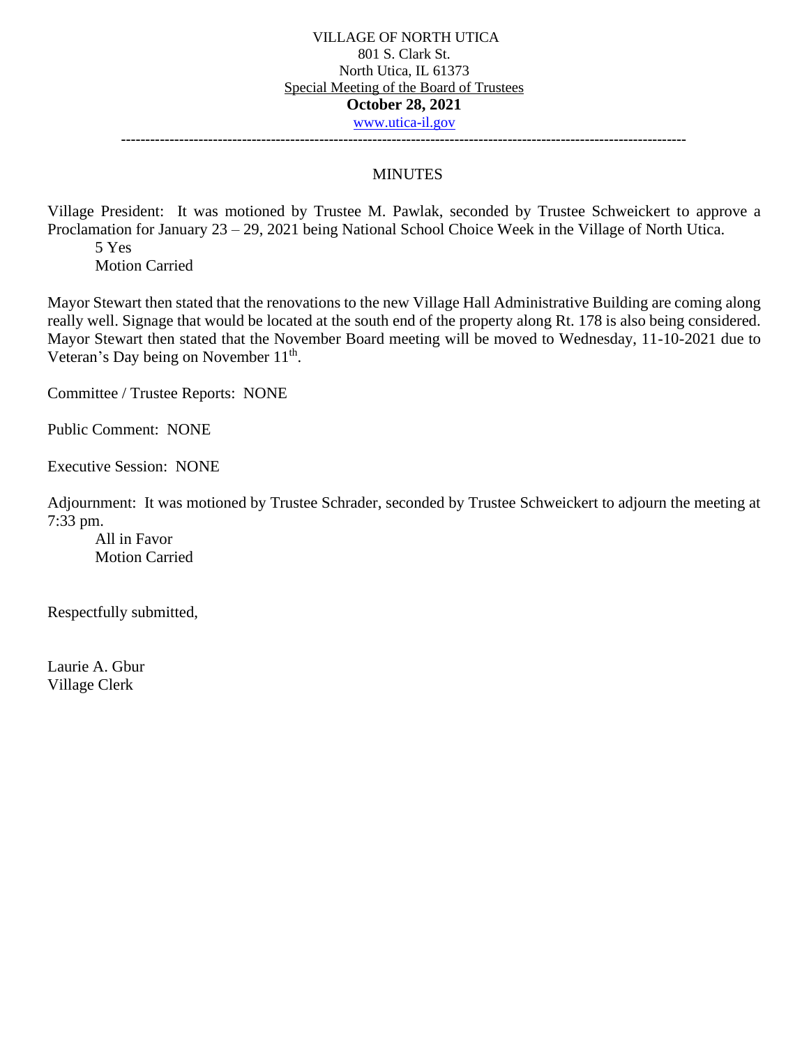VILLAGE OF NORTH UTICA
801 S. Clark St.
North Utica, IL 61373
Special Meeting of the Board of Trustees
**October 28, 2021**
www.utica-il.gov

---

MINUTES

Village President: It was motioned by Trustee M. Pawlak, seconded by Trustee Schweickert to approve a Proclamation for January 23 – 29, 2021 being National School Choice Week in the Village of North Utica.
5 Yes
Motion Carried

Mayor Stewart then stated that the renovations to the new Village Hall Administrative Building are coming along really well. Signage that would be located at the south end of the property along Rt. 178 is also being considered. Mayor Stewart then stated that the November Board meeting will be moved to Wednesday, 11-10-2021 due to Veteran's Day being on November 11th.

Committee / Trustee Reports: NONE

Public Comment: NONE

Executive Session: NONE

Adjournment: It was motioned by Trustee Schrader, seconded by Trustee Schweickert to adjourn the meeting at 7:33 pm.
All in Favor
Motion Carried

Respectfully submitted,

Laurie A. Gbur
Village Clerk